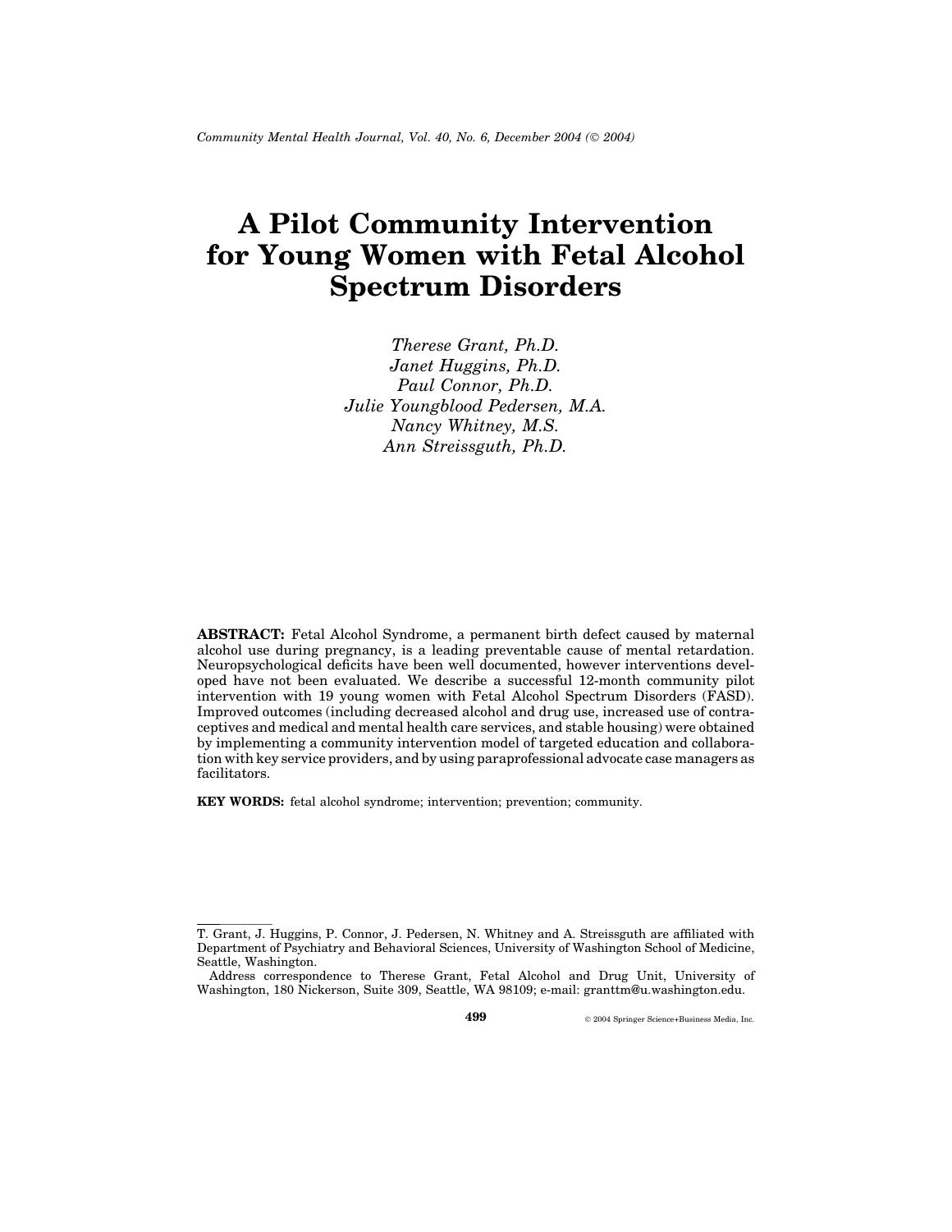# A Pilot Community Intervention for Young Women with Fetal Alcohol Spectrum Disorders

*Therese Grant, Ph.D.*
*Janet Huggins, Ph.D.*
*Paul Connor, Ph.D.*
*Julie Youngblood Pedersen, M.A.*
*Nancy Whitney, M.S.*
*Ann Streissguth, Ph.D.*

**ABSTRACT:** Fetal Alcohol Syndrome, a permanent birth defect caused by maternal alcohol use during pregnancy, is a leading preventable cause of mental retardation. Neuropsychological deficits have been well documented, however interventions developed have not been evaluated. We describe a successful 12-month community pilot intervention with 19 young women with Fetal Alcohol Spectrum Disorders (FASD). Improved outcomes (including decreased alcohol and drug use, increased use of contraceptives and medical and mental health care services, and stable housing) were obtained by implementing a community intervention model of targeted education and collaboration with key service providers, and by using paraprofessional advocate case managers as facilitators.

**KEY WORDS:** fetal alcohol syndrome; intervention; prevention; community.

---

T. Grant, J. Huggins, P. Connor, J. Pedersen, N. Whitney and A. Streissguth are affiliated with Department of Psychiatry and Behavioral Sciences, University of Washington School of Medicine, Seattle, Washington.

Address correspondence to Therese Grant, Fetal Alcohol and Drug Unit, University of Washington, 180 Nickerson, Suite 309, Seattle, WA 98109; e-mail: granttm@u.washington.edu.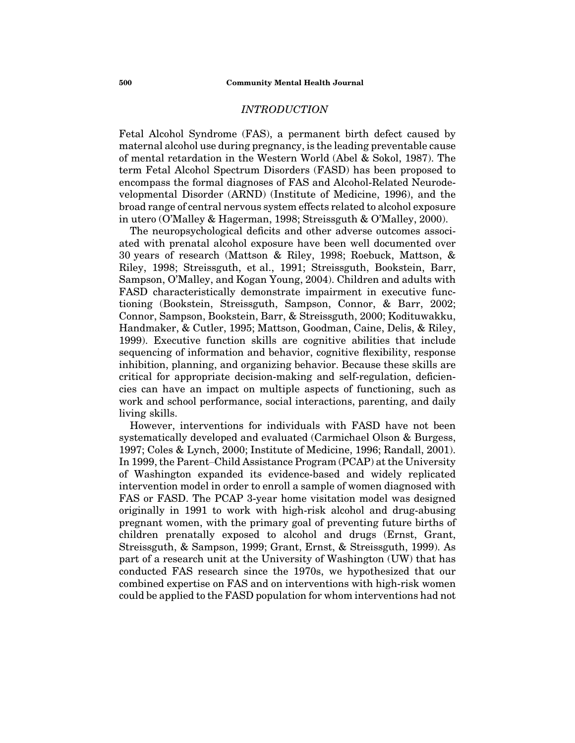## *INTRODUCTION*

Fetal Alcohol Syndrome (FAS), a permanent birth defect caused by maternal alcohol use during pregnancy, is the leading preventable cause of mental retardation in the Western World (Abel & Sokol, 1987). The term Fetal Alcohol Spectrum Disorders (FASD) has been proposed to encompass the formal diagnoses of FAS and Alcohol-Related Neurodevelopmental Disorder (ARND) (Institute of Medicine, 1996), and the broad range of central nervous system effects related to alcohol exposure in utero (O'Malley & Hagerman, 1998; Streissguth & O'Malley, 2000).

The neuropsychological deficits and other adverse outcomes associated with prenatal alcohol exposure have been well documented over 30 years of research (Mattson & Riley, 1998; Roebuck, Mattson, & Riley, 1998; Streissguth, et al., 1991; Streissguth, Bookstein, Barr, Sampson, O'Malley, and Kogan Young, 2004). Children and adults with FASD characteristically demonstrate impairment in executive functioning (Bookstein, Streissguth, Sampson, Connor, & Barr, 2002; Connor, Sampson, Bookstein, Barr, & Streissguth, 2000; Kodituwakku, Handmaker, & Cutler, 1995; Mattson, Goodman, Caine, Delis, & Riley, 1999). Executive function skills are cognitive abilities that include sequencing of information and behavior, cognitive flexibility, response inhibition, planning, and organizing behavior. Because these skills are critical for appropriate decision-making and self-regulation, deficiencies can have an impact on multiple aspects of functioning, such as work and school performance, social interactions, parenting, and daily living skills.

However, interventions for individuals with FASD have not been systematically developed and evaluated (Carmichael Olson & Burgess, 1997; Coles & Lynch, 2000; Institute of Medicine, 1996; Randall, 2001). In 1999, the Parent–Child Assistance Program (PCAP) at the University of Washington expanded its evidence-based and widely replicated intervention model in order to enroll a sample of women diagnosed with FAS or FASD. The PCAP 3-year home visitation model was designed originally in 1991 to work with high-risk alcohol and drug-abusing pregnant women, with the primary goal of preventing future births of children prenatally exposed to alcohol and drugs (Ernst, Grant, Streissguth, & Sampson, 1999; Grant, Ernst, & Streissguth, 1999). As part of a research unit at the University of Washington (UW) that has conducted FAS research since the 1970s, we hypothesized that our combined expertise on FAS and on interventions with high-risk women could be applied to the FASD population for whom interventions had not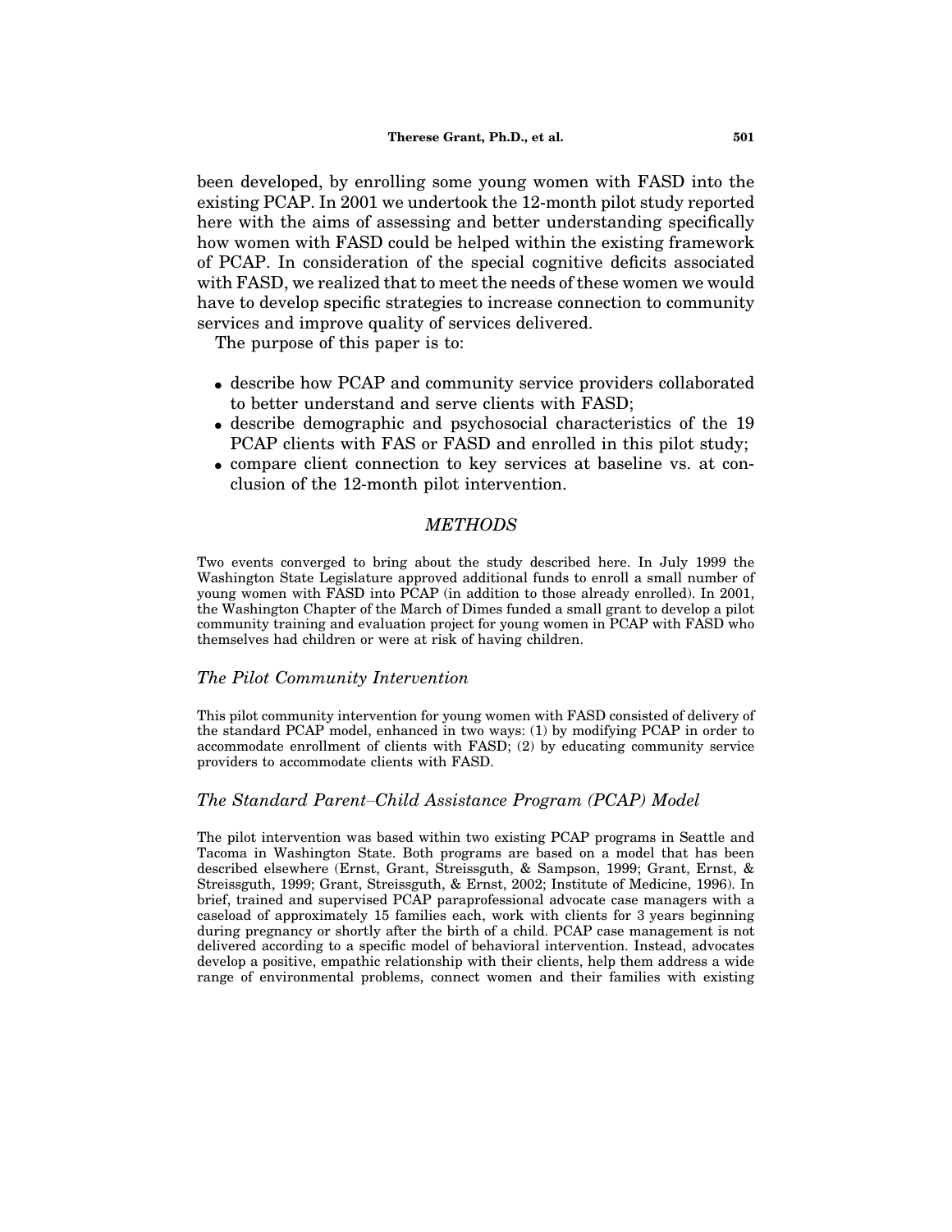been developed, by enrolling some young women with FASD into the existing PCAP. In 2001 we undertook the 12-month pilot study reported here with the aims of assessing and better understanding specifically how women with FASD could be helped within the existing framework of PCAP. In consideration of the special cognitive deficits associated with FASD, we realized that to meet the needs of these women we would have to develop specific strategies to increase connection to community services and improve quality of services delivered.

The purpose of this paper is to:

- describe how PCAP and community service providers collaborated to better understand and serve clients with FASD;
- describe demographic and psychosocial characteristics of the 19 PCAP clients with FAS or FASD and enrolled in this pilot study;
- compare client connection to key services at baseline vs. at conclusion of the 12-month pilot intervention.

## METHODS

Two events converged to bring about the study described here. In July 1999 the Washington State Legislature approved additional funds to enroll a small number of young women with FASD into PCAP (in addition to those already enrolled). In 2001, the Washington Chapter of the March of Dimes funded a small grant to develop a pilot community training and evaluation project for young women in PCAP with FASD who themselves had children or were at risk of having children.

### *The Pilot Community Intervention*

This pilot community intervention for young women with FASD consisted of delivery of the standard PCAP model, enhanced in two ways: (1) by modifying PCAP in order to accommodate enrollment of clients with FASD; (2) by educating community service providers to accommodate clients with FASD.

### *The Standard Parent–Child Assistance Program (PCAP) Model*

The pilot intervention was based within two existing PCAP programs in Seattle and Tacoma in Washington State. Both programs are based on a model that has been described elsewhere (Ernst, Grant, Streissguth, & Sampson, 1999; Grant, Ernst, & Streissguth, 1999; Grant, Streissguth, & Ernst, 2002; Institute of Medicine, 1996). In brief, trained and supervised PCAP paraprofessional advocate case managers with a caseload of approximately 15 families each, work with clients for 3 years beginning during pregnancy or shortly after the birth of a child. PCAP case management is not delivered according to a specific model of behavioral intervention. Instead, advocates develop a positive, empathic relationship with their clients, help them address a wide range of environmental problems, connect women and their families with existing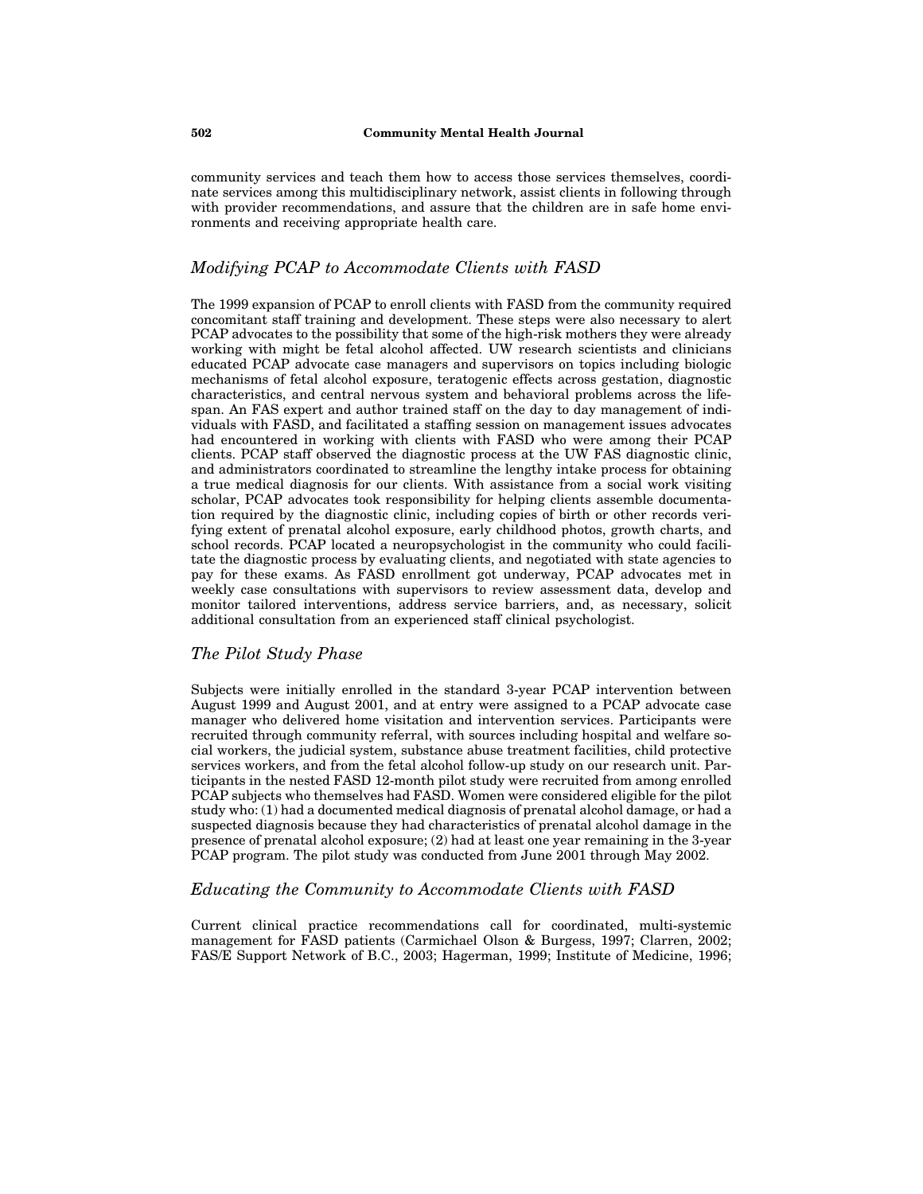community services and teach them how to access those services themselves, coordinate services among this multidisciplinary network, assist clients in following through with provider recommendations, and assure that the children are in safe home environments and receiving appropriate health care.

### *Modifying PCAP to Accommodate Clients with FASD*

The 1999 expansion of PCAP to enroll clients with FASD from the community required concomitant staff training and development. These steps were also necessary to alert PCAP advocates to the possibility that some of the high-risk mothers they were already working with might be fetal alcohol affected. UW research scientists and clinicians educated PCAP advocate case managers and supervisors on topics including biologic mechanisms of fetal alcohol exposure, teratogenic effects across gestation, diagnostic characteristics, and central nervous system and behavioral problems across the lifespan. An FAS expert and author trained staff on the day to day management of individuals with FASD, and facilitated a staffing session on management issues advocates had encountered in working with clients with FASD who were among their PCAP clients. PCAP staff observed the diagnostic process at the UW FAS diagnostic clinic, and administrators coordinated to streamline the lengthy intake process for obtaining a true medical diagnosis for our clients. With assistance from a social work visiting scholar, PCAP advocates took responsibility for helping clients assemble documentation required by the diagnostic clinic, including copies of birth or other records verifying extent of prenatal alcohol exposure, early childhood photos, growth charts, and school records. PCAP located a neuropsychologist in the community who could facilitate the diagnostic process by evaluating clients, and negotiated with state agencies to pay for these exams. As FASD enrollment got underway, PCAP advocates met in weekly case consultations with supervisors to review assessment data, develop and monitor tailored interventions, address service barriers, and, as necessary, solicit additional consultation from an experienced staff clinical psychologist.

### *The Pilot Study Phase*

Subjects were initially enrolled in the standard 3-year PCAP intervention between August 1999 and August 2001, and at entry were assigned to a PCAP advocate case manager who delivered home visitation and intervention services. Participants were recruited through community referral, with sources including hospital and welfare social workers, the judicial system, substance abuse treatment facilities, child protective services workers, and from the fetal alcohol follow-up study on our research unit. Participants in the nested FASD 12-month pilot study were recruited from among enrolled PCAP subjects who themselves had FASD. Women were considered eligible for the pilot study who: (1) had a documented medical diagnosis of prenatal alcohol damage, or had a suspected diagnosis because they had characteristics of prenatal alcohol damage in the presence of prenatal alcohol exposure; (2) had at least one year remaining in the 3-year PCAP program. The pilot study was conducted from June 2001 through May 2002.

### *Educating the Community to Accommodate Clients with FASD*

Current clinical practice recommendations call for coordinated, multi-systemic management for FASD patients (Carmichael Olson & Burgess, 1997; Clarren, 2002; FAS/E Support Network of B.C., 2003; Hagerman, 1999; Institute of Medicine, 1996;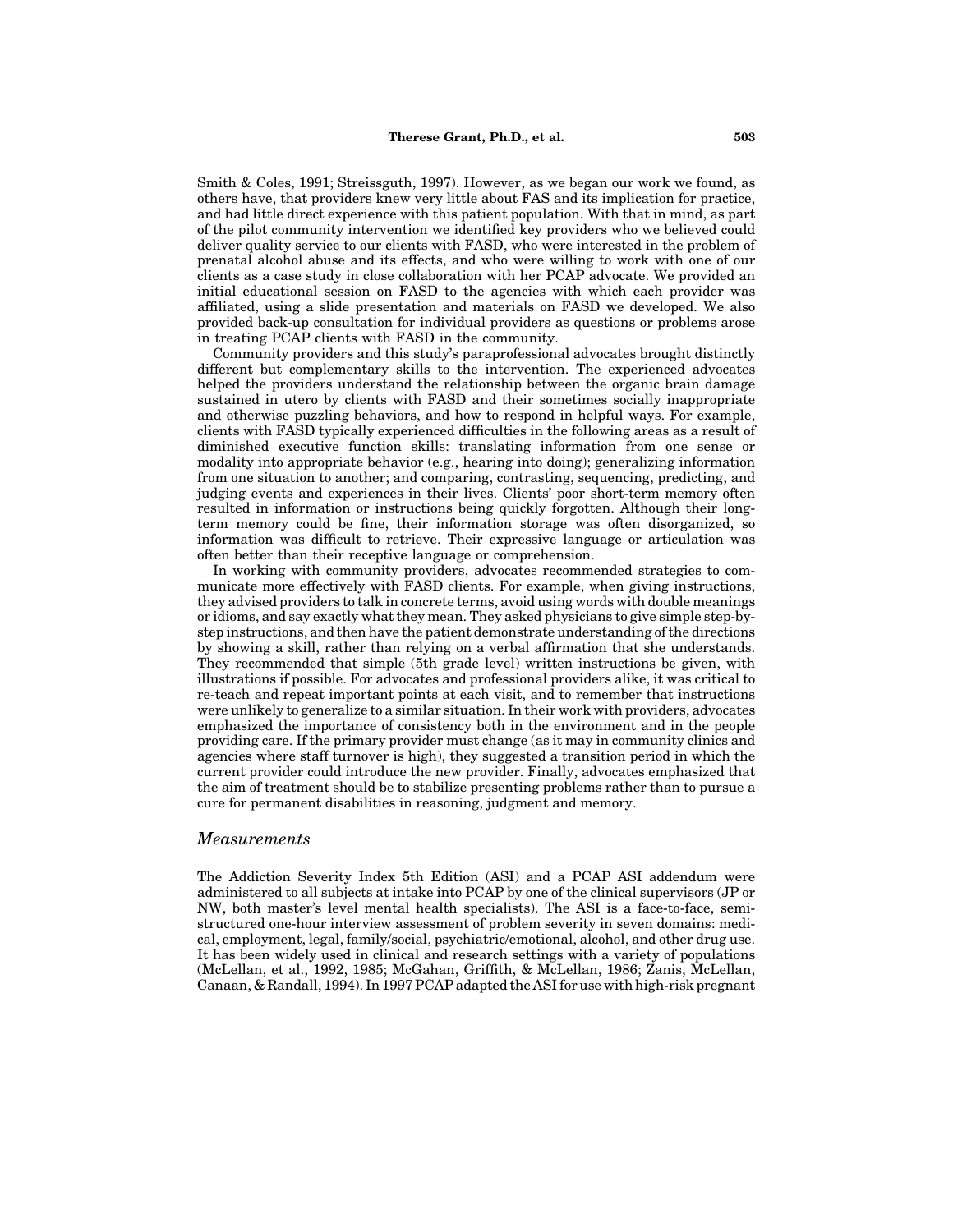Smith & Coles, 1991; Streissguth, 1997). However, as we began our work we found, as others have, that providers knew very little about FAS and its implication for practice, and had little direct experience with this patient population. With that in mind, as part of the pilot community intervention we identified key providers who we believed could deliver quality service to our clients with FASD, who were interested in the problem of prenatal alcohol abuse and its effects, and who were willing to work with one of our clients as a case study in close collaboration with her PCAP advocate. We provided an initial educational session on FASD to the agencies with which each provider was affiliated, using a slide presentation and materials on FASD we developed. We also provided back-up consultation for individual providers as questions or problems arose in treating PCAP clients with FASD in the community.

Community providers and this study's paraprofessional advocates brought distinctly different but complementary skills to the intervention. The experienced advocates helped the providers understand the relationship between the organic brain damage sustained in utero by clients with FASD and their sometimes socially inappropriate and otherwise puzzling behaviors, and how to respond in helpful ways. For example, clients with FASD typically experienced difficulties in the following areas as a result of diminished executive function skills: translating information from one sense or modality into appropriate behavior (e.g., hearing into doing); generalizing information from one situation to another; and comparing, contrasting, sequencing, predicting, and judging events and experiences in their lives. Clients' poor short-term memory often resulted in information or instructions being quickly forgotten. Although their long-term memory could be fine, their information storage was often disorganized, so information was difficult to retrieve. Their expressive language or articulation was often better than their receptive language or comprehension.

In working with community providers, advocates recommended strategies to communicate more effectively with FASD clients. For example, when giving instructions, they advised providers to talk in concrete terms, avoid using words with double meanings or idioms, and say exactly what they mean. They asked physicians to give simple step-by-step instructions, and then have the patient demonstrate understanding of the directions by showing a skill, rather than relying on a verbal affirmation that she understands. They recommended that simple (5th grade level) written instructions be given, with illustrations if possible. For advocates and professional providers alike, it was critical to re-teach and repeat important points at each visit, and to remember that instructions were unlikely to generalize to a similar situation. In their work with providers, advocates emphasized the importance of consistency both in the environment and in the people providing care. If the primary provider must change (as it may in community clinics and agencies where staff turnover is high), they suggested a transition period in which the current provider could introduce the new provider. Finally, advocates emphasized that the aim of treatment should be to stabilize presenting problems rather than to pursue a cure for permanent disabilities in reasoning, judgment and memory.

## *Measurements*

The Addiction Severity Index 5th Edition (ASI) and a PCAP ASI addendum were administered to all subjects at intake into PCAP by one of the clinical supervisors (JP or NW, both master's level mental health specialists). The ASI is a face-to-face, semi-structured one-hour interview assessment of problem severity in seven domains: medical, employment, legal, family/social, psychiatric/emotional, alcohol, and other drug use. It has been widely used in clinical and research settings with a variety of populations (McLellan, et al., 1992, 1985; McGahan, Griffith, & McLellan, 1986; Zanis, McLellan, Canaan, & Randall, 1994). In 1997 PCAP adapted the ASI for use with high-risk pregnant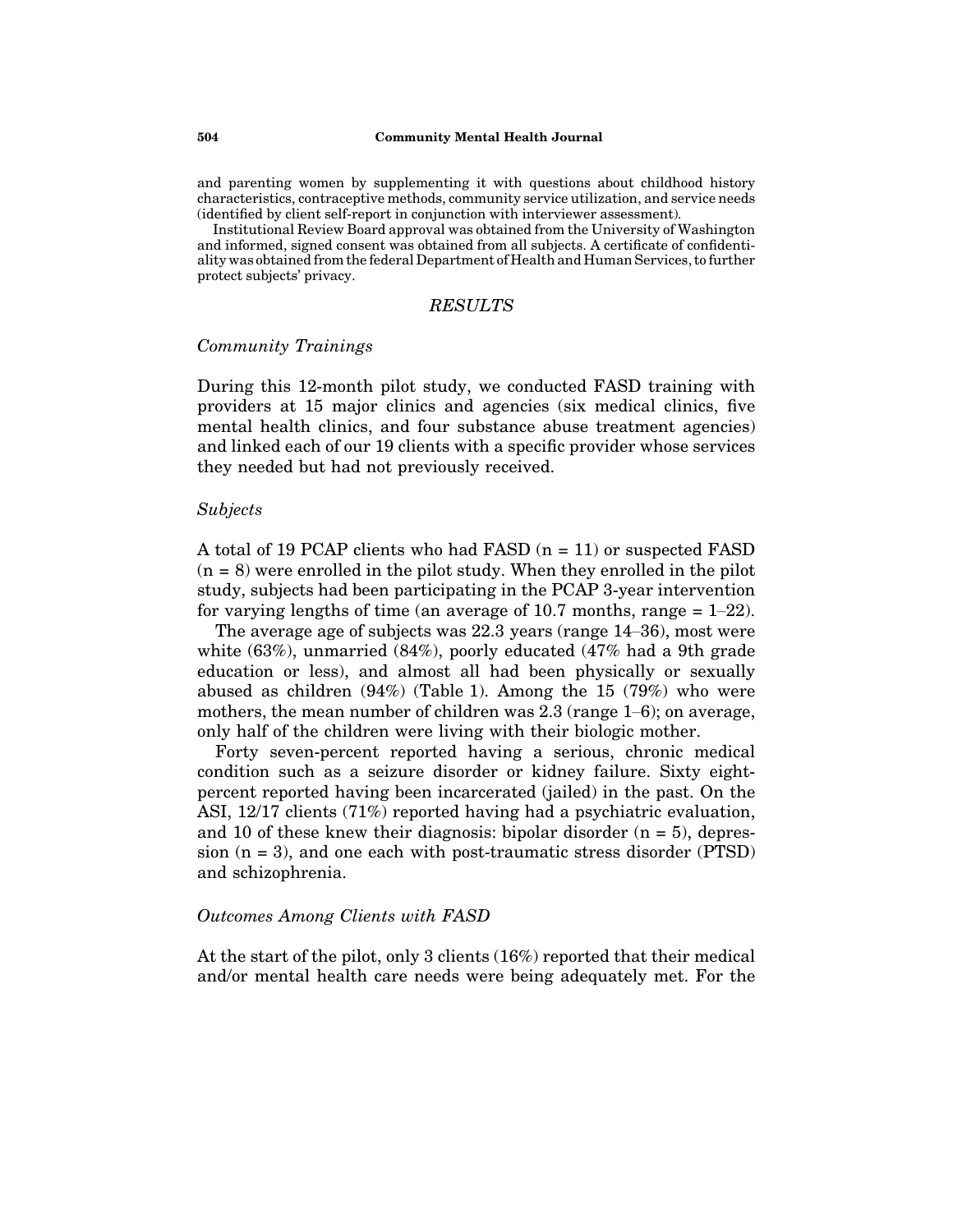and parenting women by supplementing it with questions about childhood history characteristics, contraceptive methods, community service utilization, and service needs (identified by client self-report in conjunction with interviewer assessment).

Institutional Review Board approval was obtained from the University of Washington and informed, signed consent was obtained from all subjects. A certificate of confidentiality was obtained from the federal Department of Health and Human Services, to further protect subjects' privacy.

## RESULTS

### Community Trainings

During this 12-month pilot study, we conducted FASD training with providers at 15 major clinics and agencies (six medical clinics, five mental health clinics, and four substance abuse treatment agencies) and linked each of our 19 clients with a specific provider whose services they needed but had not previously received.

### Subjects

A total of 19 PCAP clients who had FASD (n = 11) or suspected FASD (n = 8) were enrolled in the pilot study. When they enrolled in the pilot study, subjects had been participating in the PCAP 3-year intervention for varying lengths of time (an average of 10.7 months, range = 1–22).

The average age of subjects was 22.3 years (range 14–36), most were white (63%), unmarried (84%), poorly educated (47% had a 9th grade education or less), and almost all had been physically or sexually abused as children (94%) (Table 1). Among the 15 (79%) who were mothers, the mean number of children was 2.3 (range 1–6); on average, only half of the children were living with their biologic mother.

Forty seven-percent reported having a serious, chronic medical condition such as a seizure disorder or kidney failure. Sixty eight-percent reported having been incarcerated (jailed) in the past. On the ASI, 12/17 clients (71%) reported having had a psychiatric evaluation, and 10 of these knew their diagnosis: bipolar disorder (n = 5), depression (n = 3), and one each with post-traumatic stress disorder (PTSD) and schizophrenia.

### Outcomes Among Clients with FASD

At the start of the pilot, only 3 clients (16%) reported that their medical and/or mental health care needs were being adequately met. For the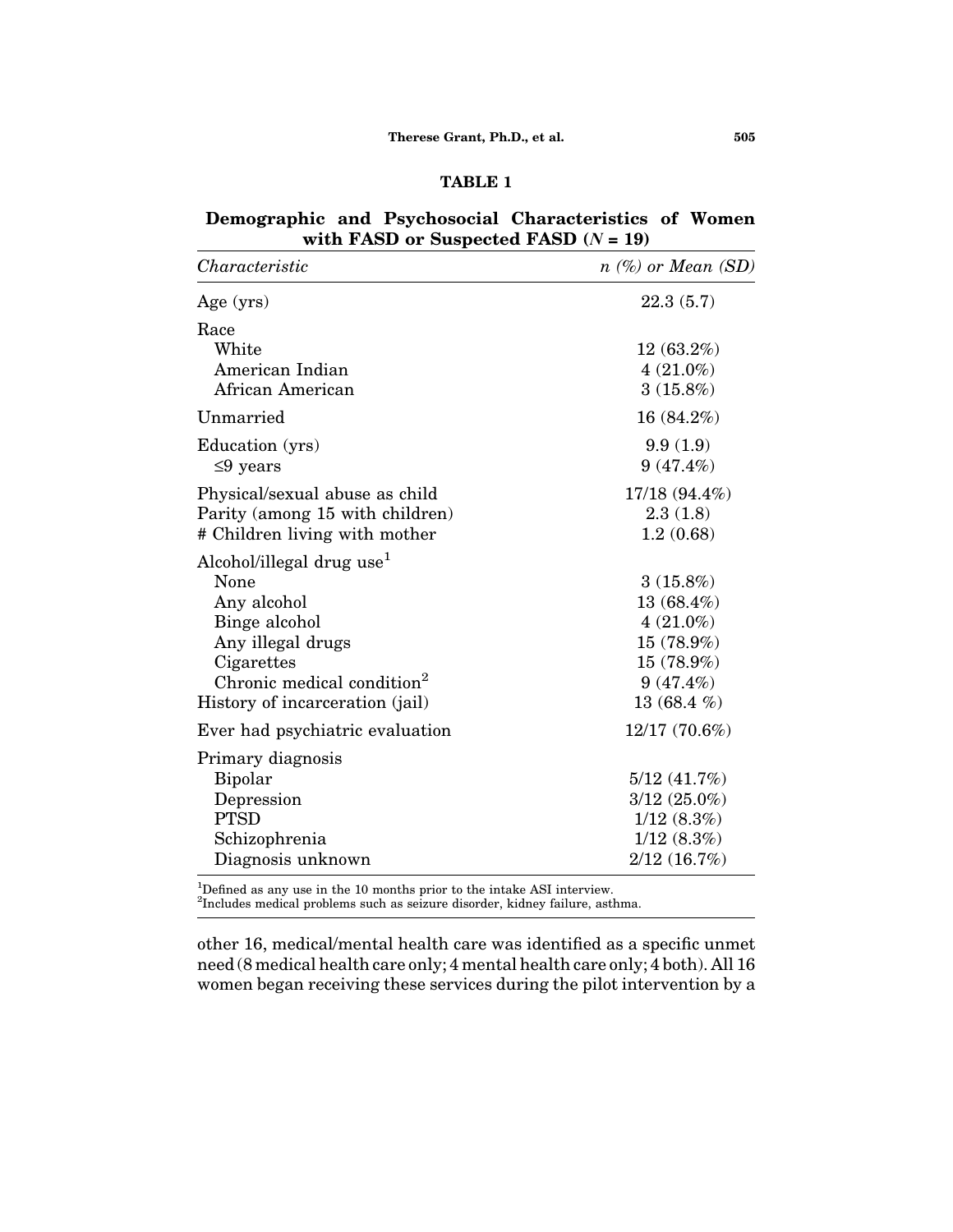**TABLE 1**

**Demographic and Psychosocial Characteristics of Women with FASD or Suspected FASD ($N$ = 19)**

| *Characteristic* | *n (%) or Mean (SD)* |
|---|---|
| Age (yrs) | 22.3 (5.7) |
| Race | |
| White | 12 (63.2%) |
| American Indian | 4 (21.0%) |
| African American | 3 (15.8%) |
| Unmarried | 16 (84.2%) |
| Education (yrs) | 9.9 (1.9) |
| ≤9 years | 9 (47.4%) |
| Physical/sexual abuse as child | 17/18 (94.4%) |
| Parity (among 15 with children) | 2.3 (1.8) |
| # Children living with mother | 1.2 (0.68) |
| Alcohol/illegal drug use[1] | |
| None | 3 (15.8%) |
| Any alcohol | 13 (68.4%) |
| Binge alcohol | 4 (21.0%) |
| Any illegal drugs | 15 (78.9%) |
| Cigarettes | 15 (78.9%) |
| Chronic medical condition[2] | 9 (47.4%) |
| History of incarceration (jail) | 13 (68.4 %) |
| Ever had psychiatric evaluation | 12/17 (70.6%) |
| Primary diagnosis | |
| Bipolar | 5/12 (41.7%) |
| Depression | 3/12 (25.0%) |
| PTSD | 1/12 (8.3%) |
| Schizophrenia | 1/12 (8.3%) |
| Diagnosis unknown | 2/12 (16.7%) |

[1]Defined as any use in the 10 months prior to the intake ASI interview.
[2]Includes medical problems such as seizure disorder, kidney failure, asthma.

other 16, medical/mental health care was identified as a specific unmet need (8 medical health care only; 4 mental health care only; 4 both). All 16 women began receiving these services during the pilot intervention by a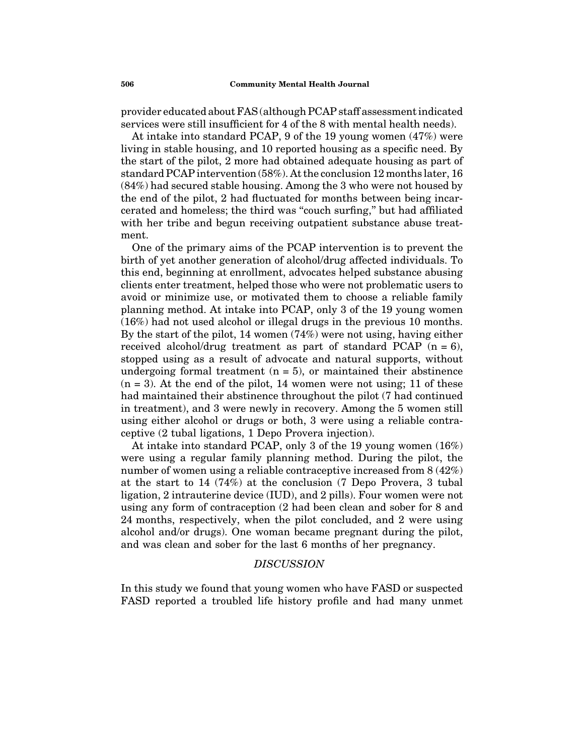provider educated about FAS (although PCAP staff assessment indicated services were still insufficient for 4 of the 8 with mental health needs).

At intake into standard PCAP, 9 of the 19 young women (47%) were living in stable housing, and 10 reported housing as a specific need. By the start of the pilot, 2 more had obtained adequate housing as part of standard PCAP intervention (58%). At the conclusion 12 months later, 16 (84%) had secured stable housing. Among the 3 who were not housed by the end of the pilot, 2 had fluctuated for months between being incarcerated and homeless; the third was "couch surfing," but had affiliated with her tribe and begun receiving outpatient substance abuse treatment.

One of the primary aims of the PCAP intervention is to prevent the birth of yet another generation of alcohol/drug affected individuals. To this end, beginning at enrollment, advocates helped substance abusing clients enter treatment, helped those who were not problematic users to avoid or minimize use, or motivated them to choose a reliable family planning method. At intake into PCAP, only 3 of the 19 young women (16%) had not used alcohol or illegal drugs in the previous 10 months. By the start of the pilot, 14 women (74%) were not using, having either received alcohol/drug treatment as part of standard PCAP (n = 6), stopped using as a result of advocate and natural supports, without undergoing formal treatment (n = 5), or maintained their abstinence (n = 3). At the end of the pilot, 14 women were not using; 11 of these had maintained their abstinence throughout the pilot (7 had continued in treatment), and 3 were newly in recovery. Among the 5 women still using either alcohol or drugs or both, 3 were using a reliable contraceptive (2 tubal ligations, 1 Depo Provera injection).

At intake into standard PCAP, only 3 of the 19 young women (16%) were using a regular family planning method. During the pilot, the number of women using a reliable contraceptive increased from 8 (42%) at the start to 14 (74%) at the conclusion (7 Depo Provera, 3 tubal ligation, 2 intrauterine device (IUD), and 2 pills). Four women were not using any form of contraception (2 had been clean and sober for 8 and 24 months, respectively, when the pilot concluded, and 2 were using alcohol and/or drugs). One woman became pregnant during the pilot, and was clean and sober for the last 6 months of her pregnancy.

## *DISCUSSION*

In this study we found that young women who have FASD or suspected FASD reported a troubled life history profile and had many unmet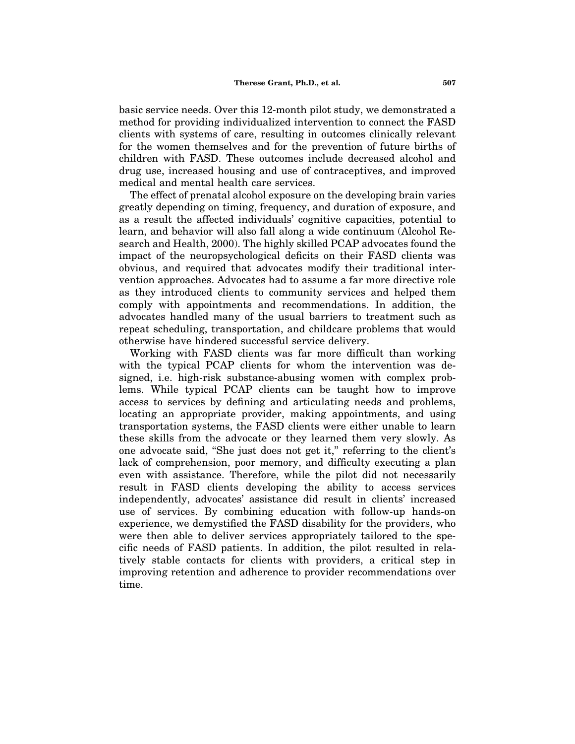basic service needs. Over this 12-month pilot study, we demonstrated a method for providing individualized intervention to connect the FASD clients with systems of care, resulting in outcomes clinically relevant for the women themselves and for the prevention of future births of children with FASD. These outcomes include decreased alcohol and drug use, increased housing and use of contraceptives, and improved medical and mental health care services.

The effect of prenatal alcohol exposure on the developing brain varies greatly depending on timing, frequency, and duration of exposure, and as a result the affected individuals' cognitive capacities, potential to learn, and behavior will also fall along a wide continuum (Alcohol Research and Health, 2000). The highly skilled PCAP advocates found the impact of the neuropsychological deficits on their FASD clients was obvious, and required that advocates modify their traditional intervention approaches. Advocates had to assume a far more directive role as they introduced clients to community services and helped them comply with appointments and recommendations. In addition, the advocates handled many of the usual barriers to treatment such as repeat scheduling, transportation, and childcare problems that would otherwise have hindered successful service delivery.

Working with FASD clients was far more difficult than working with the typical PCAP clients for whom the intervention was designed, i.e. high-risk substance-abusing women with complex problems. While typical PCAP clients can be taught how to improve access to services by defining and articulating needs and problems, locating an appropriate provider, making appointments, and using transportation systems, the FASD clients were either unable to learn these skills from the advocate or they learned them very slowly. As one advocate said, "She just does not get it," referring to the client's lack of comprehension, poor memory, and difficulty executing a plan even with assistance. Therefore, while the pilot did not necessarily result in FASD clients developing the ability to access services independently, advocates' assistance did result in clients' increased use of services. By combining education with follow-up hands-on experience, we demystified the FASD disability for the providers, who were then able to deliver services appropriately tailored to the specific needs of FASD patients. In addition, the pilot resulted in relatively stable contacts for clients with providers, a critical step in improving retention and adherence to provider recommendations over time.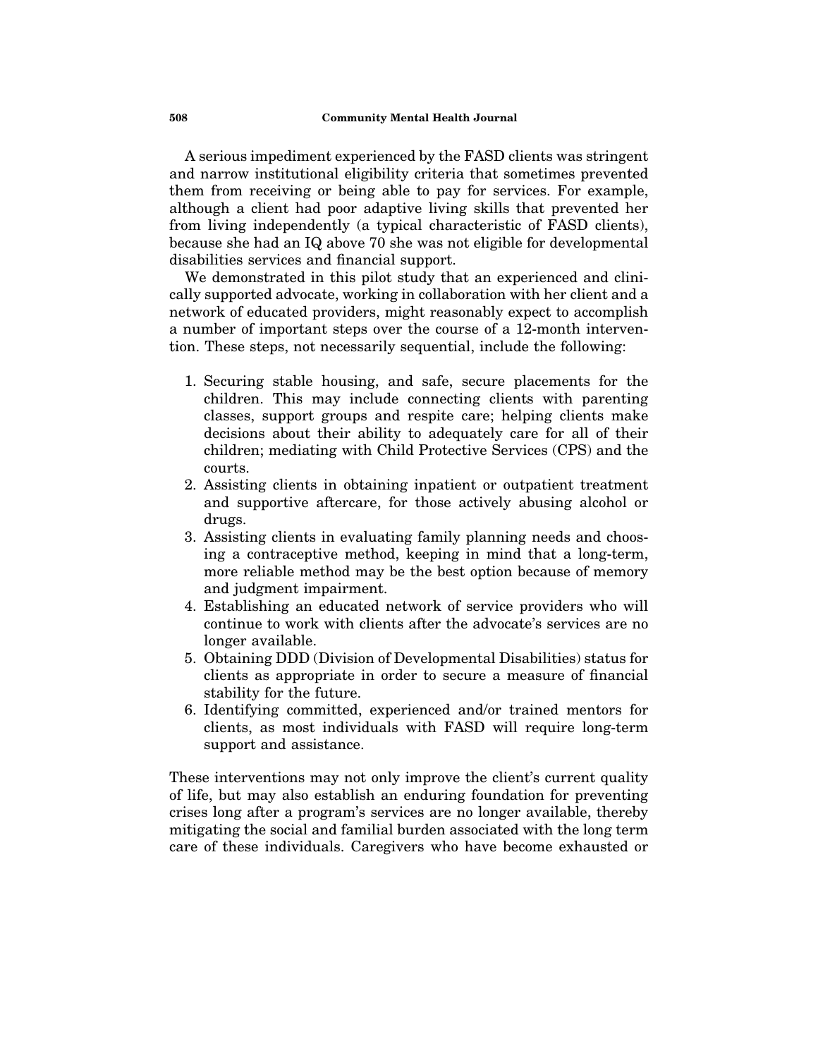A serious impediment experienced by the FASD clients was stringent and narrow institutional eligibility criteria that sometimes prevented them from receiving or being able to pay for services. For example, although a client had poor adaptive living skills that prevented her from living independently (a typical characteristic of FASD clients), because she had an IQ above 70 she was not eligible for developmental disabilities services and financial support.

We demonstrated in this pilot study that an experienced and clinically supported advocate, working in collaboration with her client and a network of educated providers, might reasonably expect to accomplish a number of important steps over the course of a 12-month intervention. These steps, not necessarily sequential, include the following:

1. Securing stable housing, and safe, secure placements for the children. This may include connecting clients with parenting classes, support groups and respite care; helping clients make decisions about their ability to adequately care for all of their children; mediating with Child Protective Services (CPS) and the courts.
2. Assisting clients in obtaining inpatient or outpatient treatment and supportive aftercare, for those actively abusing alcohol or drugs.
3. Assisting clients in evaluating family planning needs and choosing a contraceptive method, keeping in mind that a long-term, more reliable method may be the best option because of memory and judgment impairment.
4. Establishing an educated network of service providers who will continue to work with clients after the advocate's services are no longer available.
5. Obtaining DDD (Division of Developmental Disabilities) status for clients as appropriate in order to secure a measure of financial stability for the future.
6. Identifying committed, experienced and/or trained mentors for clients, as most individuals with FASD will require long-term support and assistance.

These interventions may not only improve the client's current quality of life, but may also establish an enduring foundation for preventing crises long after a program's services are no longer available, thereby mitigating the social and familial burden associated with the long term care of these individuals. Caregivers who have become exhausted or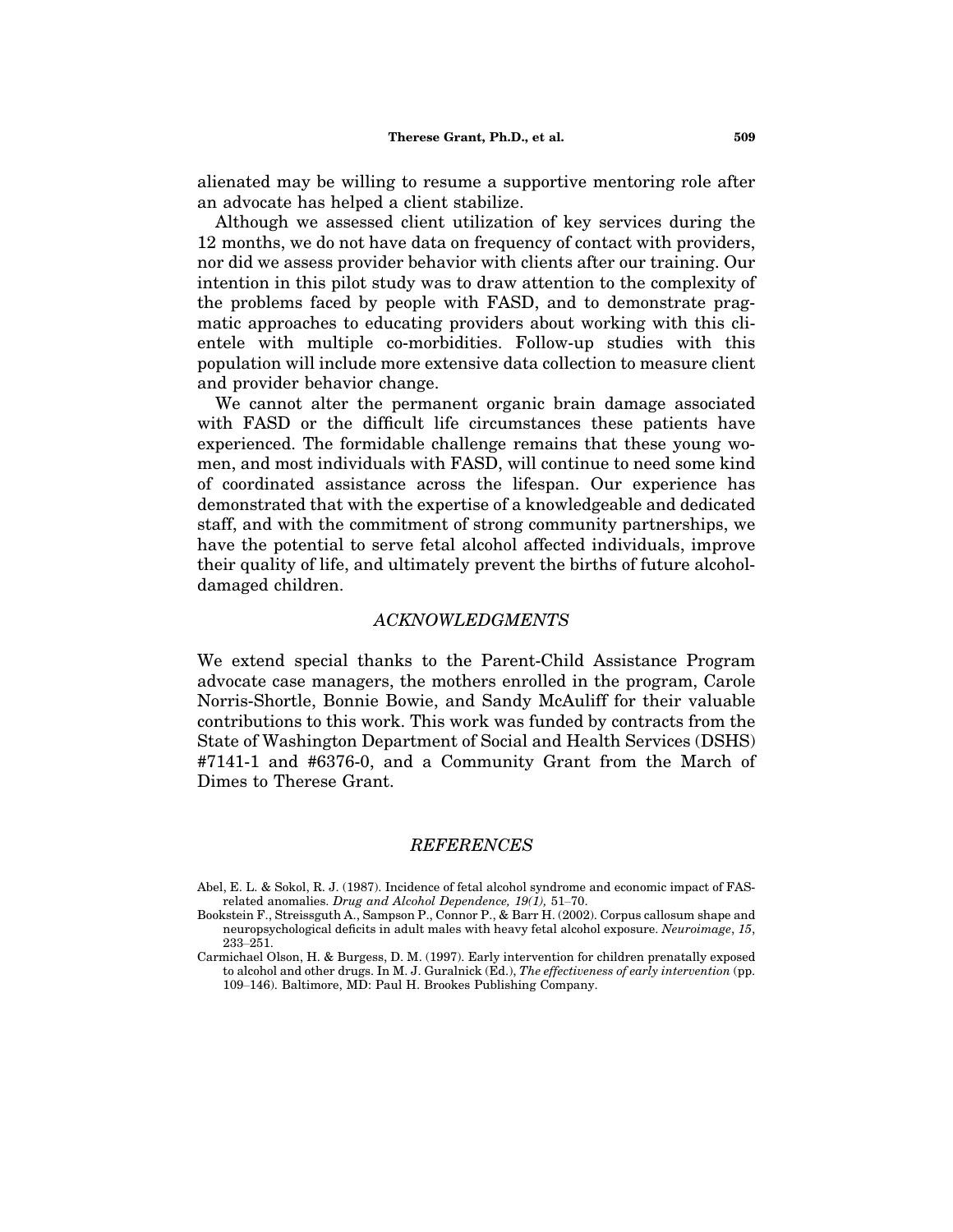alienated may be willing to resume a supportive mentoring role after an advocate has helped a client stabilize.

Although we assessed client utilization of key services during the 12 months, we do not have data on frequency of contact with providers, nor did we assess provider behavior with clients after our training. Our intention in this pilot study was to draw attention to the complexity of the problems faced by people with FASD, and to demonstrate pragmatic approaches to educating providers about working with this clientele with multiple co-morbidities. Follow-up studies with this population will include more extensive data collection to measure client and provider behavior change.

We cannot alter the permanent organic brain damage associated with FASD or the difficult life circumstances these patients have experienced. The formidable challenge remains that these young women, and most individuals with FASD, will continue to need some kind of coordinated assistance across the lifespan. Our experience has demonstrated that with the expertise of a knowledgeable and dedicated staff, and with the commitment of strong community partnerships, we have the potential to serve fetal alcohol affected individuals, improve their quality of life, and ultimately prevent the births of future alcohol-damaged children.

## *ACKNOWLEDGMENTS*

We extend special thanks to the Parent-Child Assistance Program advocate case managers, the mothers enrolled in the program, Carole Norris-Shortle, Bonnie Bowie, and Sandy McAuliff for their valuable contributions to this work. This work was funded by contracts from the State of Washington Department of Social and Health Services (DSHS) #7141-1 and #6376-0, and a Community Grant from the March of Dimes to Therese Grant.

## *REFERENCES*

Abel, E. L. & Sokol, R. J. (1987). Incidence of fetal alcohol syndrome and economic impact of FAS-related anomalies. *Drug and Alcohol Dependence, 19(1),* 51–70.

Bookstein F., Streissguth A., Sampson P., Connor P., & Barr H. (2002). Corpus callosum shape and neuropsychological deficits in adult males with heavy fetal alcohol exposure. *Neuroimage*, *15*, 233–251.

Carmichael Olson, H. & Burgess, D. M. (1997). Early intervention for children prenatally exposed to alcohol and other drugs. In M. J. Guralnick (Ed.), *The effectiveness of early intervention* (pp. 109–146). Baltimore, MD: Paul H. Brookes Publishing Company.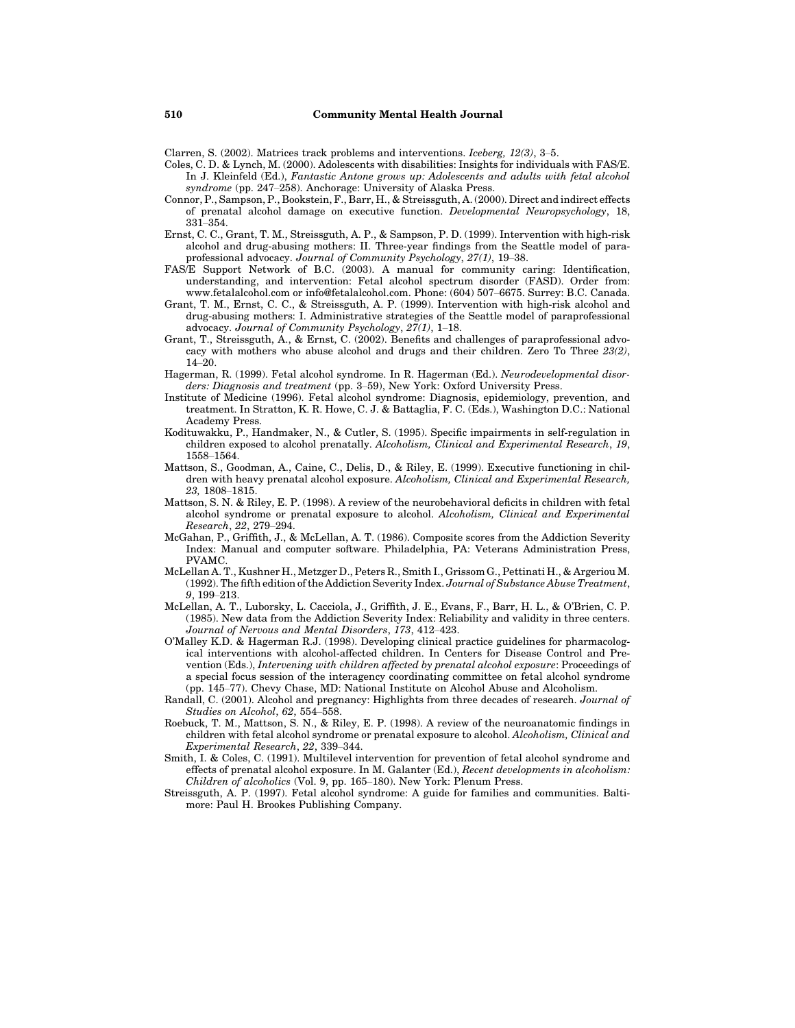Clarren, S. (2002). Matrices track problems and interventions. *Iceberg, 12(3)*, 3–5.

Coles, C. D. & Lynch, M. (2000). Adolescents with disabilities: Insights for individuals with FAS/E. In J. Kleinfeld (Ed.), *Fantastic Antone grows up: Adolescents and adults with fetal alcohol syndrome* (pp. 247–258). Anchorage: University of Alaska Press.

Connor, P., Sampson, P., Bookstein, F., Barr, H., & Streissguth, A. (2000). Direct and indirect effects of prenatal alcohol damage on executive function. *Developmental Neuropsychology*, 18, 331–354.

Ernst, C. C., Grant, T. M., Streissguth, A. P., & Sampson, P. D. (1999). Intervention with high-risk alcohol and drug-abusing mothers: II. Three-year findings from the Seattle model of paraprofessional advocacy. *Journal of Community Psychology*, *27(1)*, 19–38.

FAS/E Support Network of B.C. (2003). A manual for community caring: Identification, understanding, and intervention: Fetal alcohol spectrum disorder (FASD). Order from: www.fetalalcohol.com or info@fetalalcohol.com. Phone: (604) 507–6675. Surrey: B.C. Canada.

Grant, T. M., Ernst, C. C., & Streissguth, A. P. (1999). Intervention with high-risk alcohol and drug-abusing mothers: I. Administrative strategies of the Seattle model of paraprofessional advocacy. *Journal of Community Psychology*, *27(1)*, 1–18.

Grant, T., Streissguth, A., & Ernst, C. (2002). Benefits and challenges of paraprofessional advocacy with mothers who abuse alcohol and drugs and their children. Zero To Three *23(2)*, 14–20.

Hagerman, R. (1999). Fetal alcohol syndrome. In R. Hagerman (Ed.). *Neurodevelopmental disorders: Diagnosis and treatment* (pp. 3–59), New York: Oxford University Press.

Institute of Medicine (1996). Fetal alcohol syndrome: Diagnosis, epidemiology, prevention, and treatment. In Stratton, K. R. Howe, C. J. & Battaglia, F. C. (Eds.), Washington D.C.: National Academy Press.

Kodituwakku, P., Handmaker, N., & Cutler, S. (1995). Specific impairments in self-regulation in children exposed to alcohol prenatally. *Alcoholism, Clinical and Experimental Research*, *19*, 1558–1564.

Mattson, S., Goodman, A., Caine, C., Delis, D., & Riley, E. (1999). Executive functioning in children with heavy prenatal alcohol exposure. *Alcoholism, Clinical and Experimental Research, 23,* 1808–1815.

Mattson, S. N. & Riley, E. P. (1998). A review of the neurobehavioral deficits in children with fetal alcohol syndrome or prenatal exposure to alcohol. *Alcoholism, Clinical and Experimental Research*, *22*, 279–294.

McGahan, P., Griffith, J., & McLellan, A. T. (1986). Composite scores from the Addiction Severity Index: Manual and computer software. Philadelphia, PA: Veterans Administration Press, PVAMC.

McLellan A. T., Kushner H., Metzger D., Peters R., Smith I., Grissom G., Pettinati H., & Argeriou M. (1992). The fifth edition of the Addiction Severity Index. *Journal of Substance Abuse Treatment*, *9*, 199–213.

McLellan, A. T., Luborsky, L. Cacciola, J., Griffith, J. E., Evans, F., Barr, H. L., & O'Brien, C. P. (1985). New data from the Addiction Severity Index: Reliability and validity in three centers. *Journal of Nervous and Mental Disorders*, *173*, 412–423.

O'Malley K.D. & Hagerman R.J. (1998). Developing clinical practice guidelines for pharmacological interventions with alcohol-affected children. In Centers for Disease Control and Prevention (Eds.), *Intervening with children affected by prenatal alcohol exposure*: Proceedings of a special focus session of the interagency coordinating committee on fetal alcohol syndrome (pp. 145–77). Chevy Chase, MD: National Institute on Alcohol Abuse and Alcoholism.

Randall, C. (2001). Alcohol and pregnancy: Highlights from three decades of research. *Journal of Studies on Alcohol*, *62*, 554–558.

Roebuck, T. M., Mattson, S. N., & Riley, E. P. (1998). A review of the neuroanatomic findings in children with fetal alcohol syndrome or prenatal exposure to alcohol. *Alcoholism, Clinical and Experimental Research*, *22*, 339–344.

Smith, I. & Coles, C. (1991). Multilevel intervention for prevention of fetal alcohol syndrome and effects of prenatal alcohol exposure. In M. Galanter (Ed.), *Recent developments in alcoholism: Children of alcoholics* (Vol. 9, pp. 165–180). New York: Plenum Press.

Streissguth, A. P. (1997). Fetal alcohol syndrome: A guide for families and communities. Baltimore: Paul H. Brookes Publishing Company.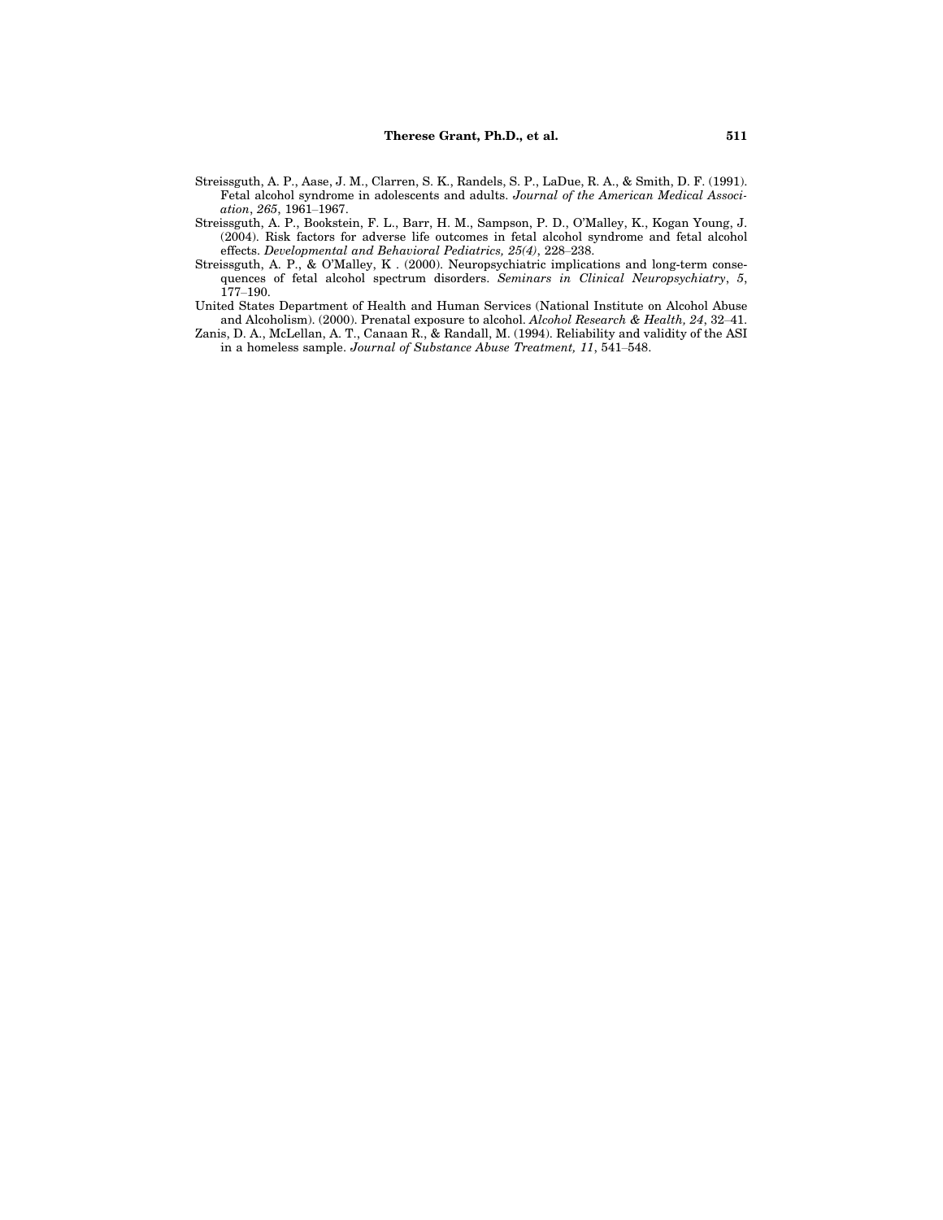Streissguth, A. P., Aase, J. M., Clarren, S. K., Randels, S. P., LaDue, R. A., & Smith, D. F. (1991). Fetal alcohol syndrome in adolescents and adults. *Journal of the American Medical Association*, *265*, 1961–1967.

Streissguth, A. P., Bookstein, F. L., Barr, H. M., Sampson, P. D., O'Malley, K., Kogan Young, J. (2004). Risk factors for adverse life outcomes in fetal alcohol syndrome and fetal alcohol effects. *Developmental and Behavioral Pediatrics, 25(4)*, 228–238.

Streissguth, A. P., & O'Malley, K . (2000). Neuropsychiatric implications and long-term consequences of fetal alcohol spectrum disorders. *Seminars in Clinical Neuropsychiatry*, *5*, 177–190.

United States Department of Health and Human Services (National Institute on Alcohol Abuse and Alcoholism). (2000). Prenatal exposure to alcohol. *Alcohol Research & Health, 24*, 32–41.

Zanis, D. A., McLellan, A. T., Canaan R., & Randall, M. (1994). Reliability and validity of the ASI in a homeless sample. *Journal of Substance Abuse Treatment, 11*, 541–548.